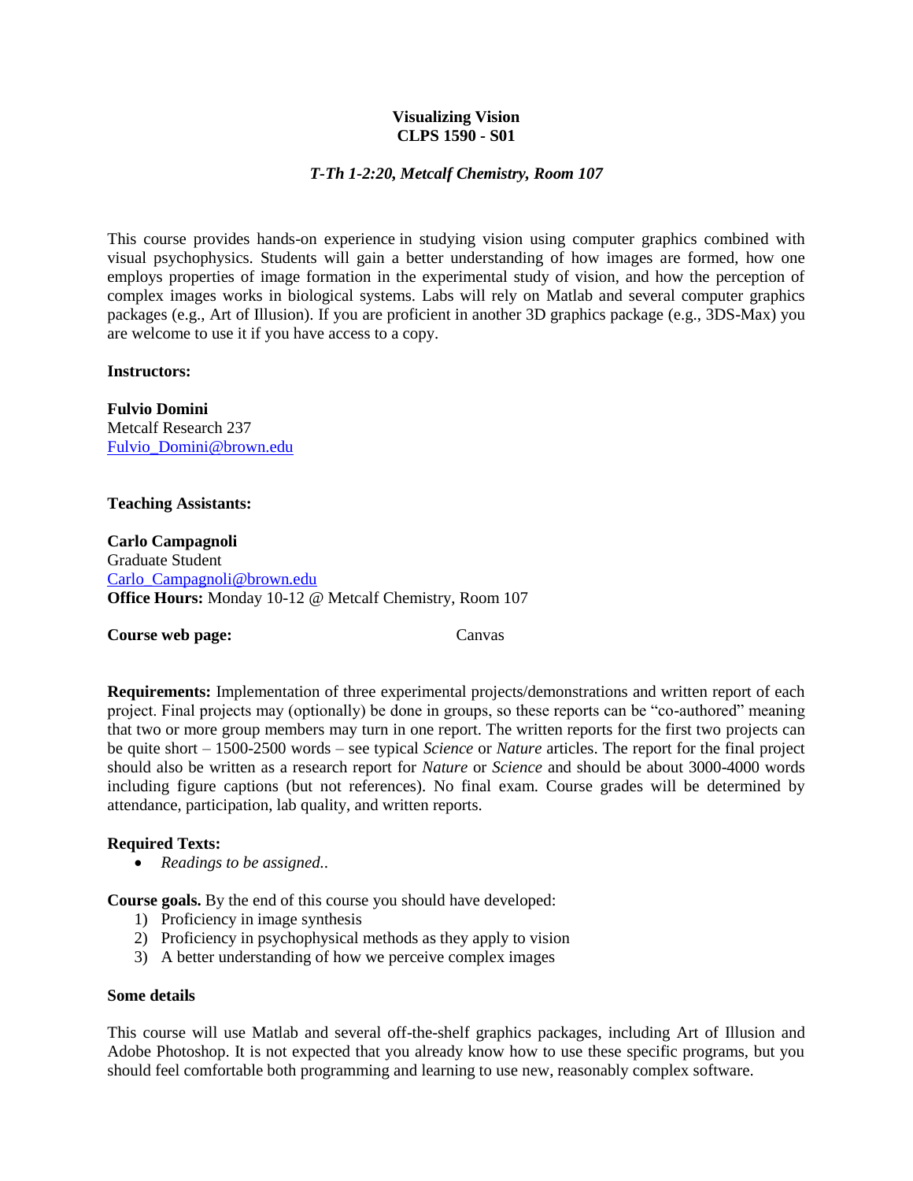# Visualizing Vision
# CLPS 1590 - S01

*T-Th 1-2:20, Metcalf Chemistry, Room 107*

This course provides hands-on experience in studying vision using computer graphics combined with visual psychophysics. Students will gain a better understanding of how images are formed, how one employs properties of image formation in the experimental study of vision, and how the perception of complex images works in biological systems. Labs will rely on Matlab and several computer graphics packages (e.g., Art of Illusion). If you are proficient in another 3D graphics package (e.g., 3DS-Max) you are welcome to use it if you have access to a copy.

**Instructors:**

**Fulvio Domini**
Metcalf Research 237
Fulvio_Domini@brown.edu

**Teaching Assistants:**

**Carlo Campagnoli**
Graduate Student
Carlo_Campagnoli@brown.edu
**Office Hours:** Monday 10-12 @ Metcalf Chemistry, Room 107

**Course web page:** Canvas

**Requirements:** Implementation of three experimental projects/demonstrations and written report of each project. Final projects may (optionally) be done in groups, so these reports can be "co-authored" meaning that two or more group members may turn in one report. The written reports for the first two projects can be quite short – 1500-2500 words – see typical *Science* or *Nature* articles. The report for the final project should also be written as a research report for *Nature* or *Science* and should be about 3000-4000 words including figure captions (but not references). No final exam. Course grades will be determined by attendance, participation, lab quality, and written reports.

**Required Texts:**

- *Readings to be assigned..*

**Course goals.** By the end of this course you should have developed:

1) Proficiency in image synthesis
2) Proficiency in psychophysical methods as they apply to vision
3) A better understanding of how we perceive complex images

**Some details**

This course will use Matlab and several off-the-shelf graphics packages, including Art of Illusion and Adobe Photoshop. It is not expected that you already know how to use these specific programs, but you should feel comfortable both programming and learning to use new, reasonably complex software.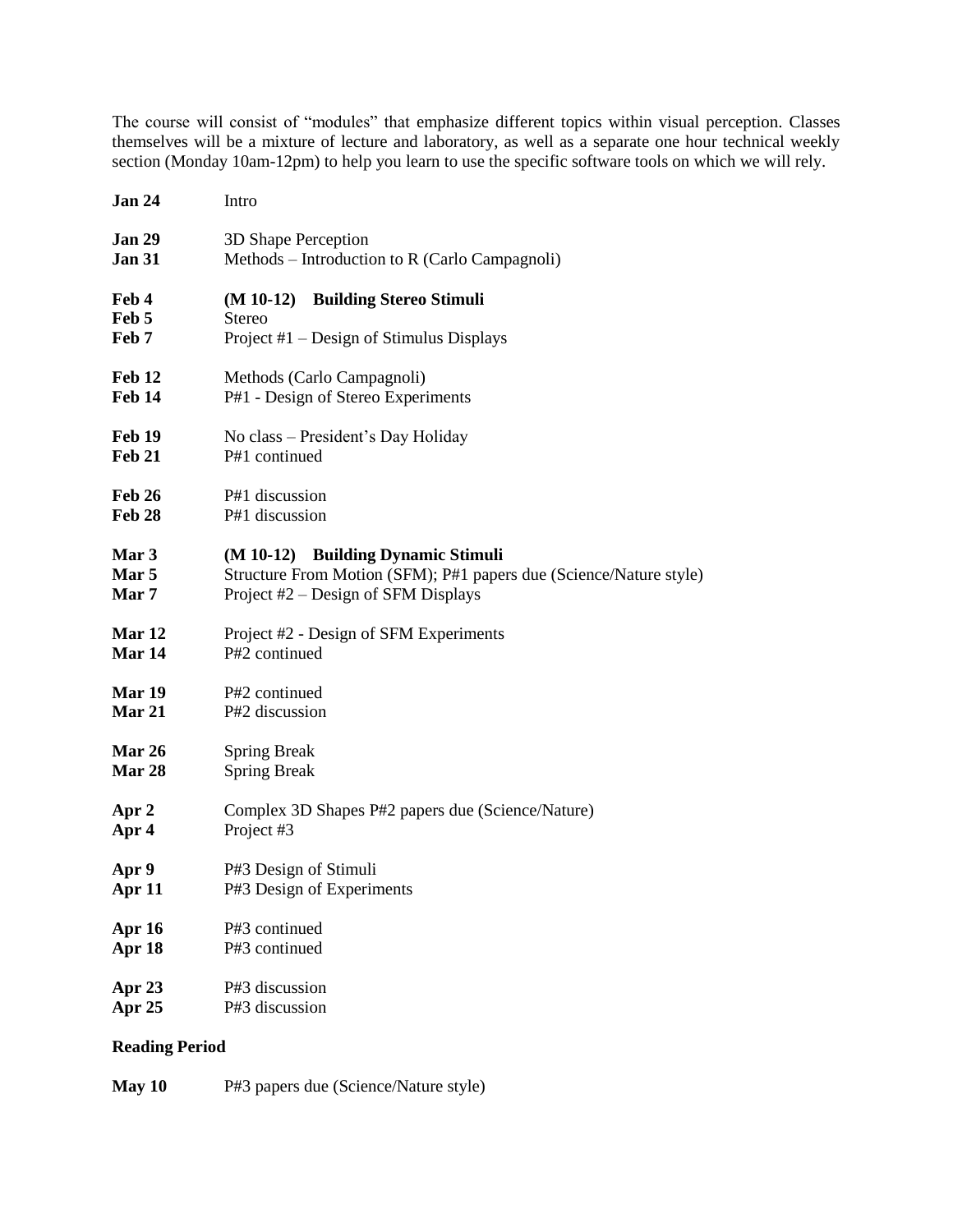The course will consist of "modules" that emphasize different topics within visual perception. Classes themselves will be a mixture of lecture and laboratory, as well as a separate one hour technical weekly section (Monday 10am-12pm) to help you learn to use the specific software tools on which we will rely.

| | |
|---|---|
| **Jan 24** | Intro |
| **Jan 29** | 3D Shape Perception |
| **Jan 31** | Methods – Introduction to R (Carlo Campagnoli) |
| **Feb 4** | **(M 10-12) Building Stereo Stimuli** |
| **Feb 5** | Stereo |
| **Feb 7** | Project #1 – Design of Stimulus Displays |
| **Feb 12** | Methods (Carlo Campagnoli) |
| **Feb 14** | P#1 - Design of Stereo Experiments |
| **Feb 19** | No class – President's Day Holiday |
| **Feb 21** | P#1 continued |
| **Feb 26** | P#1 discussion |
| **Feb 28** | P#1 discussion |
| **Mar 3** | **(M 10-12) Building Dynamic Stimuli** |
| **Mar 5** | Structure From Motion (SFM); P#1 papers due (Science/Nature style) |
| **Mar 7** | Project #2 – Design of SFM Displays |
| **Mar 12** | Project #2 - Design of SFM Experiments |
| **Mar 14** | P#2 continued |
| **Mar 19** | P#2 continued |
| **Mar 21** | P#2 discussion |
| **Mar 26** | Spring Break |
| **Mar 28** | Spring Break |
| **Apr 2** | Complex 3D Shapes P#2 papers due (Science/Nature) |
| **Apr 4** | Project #3 |
| **Apr 9** | P#3 Design of Stimuli |
| **Apr 11** | P#3 Design of Experiments |
| **Apr 16** | P#3 continued |
| **Apr 18** | P#3 continued |
| **Apr 23** | P#3 discussion |
| **Apr 25** | P#3 discussion |

**Reading Period**

**May 10** P#3 papers due (Science/Nature style)